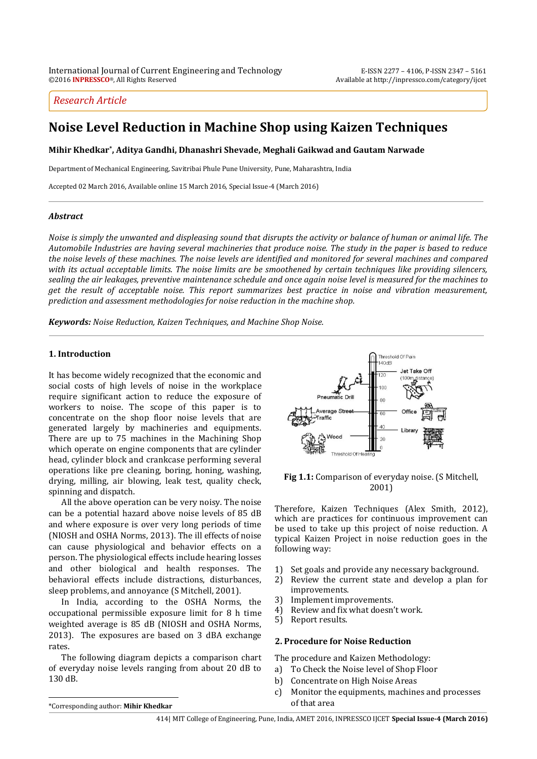*Research Article*

# Noise Level Reduction in Machine Shop using Kaizen Techniques

**Mihir Khedkar*, Aditya Gandhi, Dhanashri Shevade, Meghali Gaikwad and Gautam Narwade**

Department of Mechanical Engineering, Savitribai Phule Pune University, Pune, Maharashtra, India

Accepted 02 March 2016, Available online 15 March 2016, Special Issue-4 (March 2016)

### *Abstract*

*Noise is simply the unwanted and displeasing sound that disrupts the activity or balance of human or animal life. The Automobile Industries are having several machineries that produce noise. The study in the paper is based to reduce the noise levels of these machines. The noise levels are identified and monitored for several machines and compared with its actual acceptable limits. The noise limits are be smoothened by certain techniques like providing silencers, sealing the air leakages, preventive maintenance schedule and once again noise level is measured for the machines to get the result of acceptable noise. This report summarizes best practice in noise and vibration measurement, prediction and assessment methodologies for noise reduction in the machine shop.*

***Keywords:*** *Noise Reduction, Kaizen Techniques, and Machine Shop Noise.*

## 1. Introduction

It has become widely recognized that the economic and social costs of high levels of noise in the workplace require significant action to reduce the exposure of workers to noise. The scope of this paper is to concentrate on the shop floor noise levels that are generated largely by machineries and equipments. There are up to 75 machines in the Machining Shop which operate on engine components that are cylinder head, cylinder block and crankcase performing several operations like pre cleaning, boring, honing, washing, drying, milling, air blowing, leak test, quality check, spinning and dispatch.

All the above operation can be very noisy. The noise can be a potential hazard above noise levels of 85 dB and where exposure is over very long periods of time (NIOSH and OSHA Norms, 2013). The ill effects of noise can cause physiological and behavior effects on a person. The physiological effects include hearing losses and other biological and health responses. The behavioral effects include distractions, disturbances, sleep problems, and annoyance (S Mitchell, 2001).

In India, according to the OSHA Norms, the occupational permissible exposure limit for 8 h time weighted average is 85 dB (NIOSH and OSHA Norms, 2013). The exposures are based on 3 dBA exchange rates.

The following diagram depicts a comparison chart of everyday noise levels ranging from about 20 dB to 130 dB.

Threshold Of Pain
140dB
120
100
80
60
40
20
0
Threshold Of Hearing
Pneumatic Drill
Average Street Traffic
Wood
Jet Take Off (100m distance)
Office
Library

**Fig 1.1:** Comparison of everyday noise. (S Mitchell, 2001)

Therefore, Kaizen Techniques (Alex Smith, 2012), which are practices for continuous improvement can be used to take up this project of noise reduction. A typical Kaizen Project in noise reduction goes in the following way:

1) Set goals and provide any necessary background.
2) Review the current state and develop a plan for improvements.
3) Implement improvements.
4) Review and fix what doesn't work.
5) Report results.

## 2. Procedure for Noise Reduction

The procedure and Kaizen Methodology:

a) To Check the Noise level of Shop Floor
b) Concentrate on High Noise Areas
c) Monitor the equipments, machines and processes of that area

*Corresponding author: **Mihir Khedkar**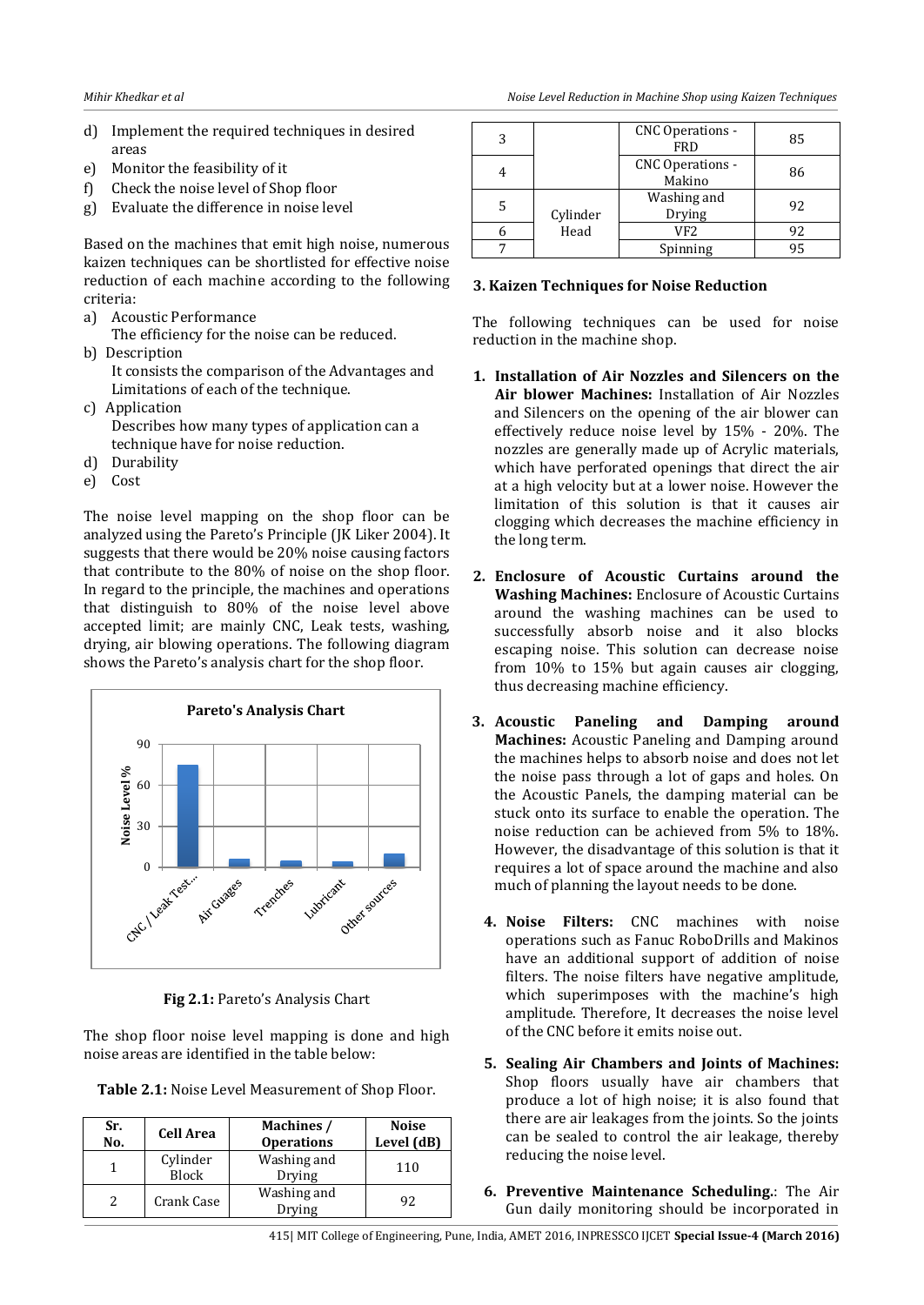d) Implement the required techniques in desired areas
e) Monitor the feasibility of it
f) Check the noise level of Shop floor
g) Evaluate the difference in noise level

Based on the machines that emit high noise, numerous kaizen techniques can be shortlisted for effective noise reduction of each machine according to the following criteria:

a) Acoustic Performance
   The efficiency for the noise can be reduced.
b) Description
   It consists the comparison of the Advantages and Limitations of each of the technique.
c) Application
   Describes how many types of application can a technique have for noise reduction.
d) Durability
e) Cost

The noise level mapping on the shop floor can be analyzed using the Pareto's Principle (JK Liker 2004). It suggests that there would be 20% noise causing factors that contribute to the 80% of noise on the shop floor. In regard to the principle, the machines and operations that distinguish to 80% of the noise level above accepted limit; are mainly CNC, Leak tests, washing, drying, air blowing operations. The following diagram shows the Pareto's analysis chart for the shop floor.

Pareto's Analysis Chart

Noise Level %

0
30
60
90

CNC / Leak Test...
Air Guages
Trenches
Lubricant
Other sources

**Fig 2.1:** Pareto's Analysis Chart

The shop floor noise level mapping is done and high noise areas are identified in the table below:

**Table 2.1:** Noise Level Measurement of Shop Floor.

| Sr. No. | Cell Area | Machines / Operations | Noise Level (dB) |
|---|---|---|---|
| 1 | Cylinder Block | Washing and Drying | 110 |
| 2 | Crank Case | Washing and Drying | 92 |
| 3 | Cylinder Head | CNC Operations - FRD | 85 |
| 4 | | CNC Operations - Makino | 86 |
| 5 | | Washing and Drying | 92 |
| 6 | | VF2 | 92 |
| 7 | | Spinning | 95 |

### 3. Kaizen Techniques for Noise Reduction

The following techniques can be used for noise reduction in the machine shop.

1. **Installation of Air Nozzles and Silencers on the Air blower Machines:** Installation of Air Nozzles and Silencers on the opening of the air blower can effectively reduce noise level by 15% - 20%. The nozzles are generally made up of Acrylic materials, which have perforated openings that direct the air at a high velocity but at a lower noise. However the limitation of this solution is that it causes air clogging which decreases the machine efficiency in the long term.

2. **Enclosure of Acoustic Curtains around the Washing Machines:** Enclosure of Acoustic Curtains around the washing machines can be used to successfully absorb noise and it also blocks escaping noise. This solution can decrease noise from 10% to 15% but again causes air clogging, thus decreasing machine efficiency.

3. **Acoustic Paneling and Damping around Machines:** Acoustic Paneling and Damping around the machines helps to absorb noise and does not let the noise pass through a lot of gaps and holes. On the Acoustic Panels, the damping material can be stuck onto its surface to enable the operation. The noise reduction can be achieved from 5% to 18%. However, the disadvantage of this solution is that it requires a lot of space around the machine and also much of planning the layout needs to be done.

4. **Noise Filters:** CNC machines with noise operations such as Fanuc RoboDrills and Makinos have an additional support of addition of noise filters. The noise filters have negative amplitude, which superimposes with the machine's high amplitude. Therefore, It decreases the noise level of the CNC before it emits noise out.

5. **Sealing Air Chambers and Joints of Machines:** Shop floors usually have air chambers that produce a lot of high noise; it is also found that there are air leakages from the joints. So the joints can be sealed to control the air leakage, thereby reducing the noise level.

6. **Preventive Maintenance Scheduling.**: The Air Gun daily monitoring should be incorporated in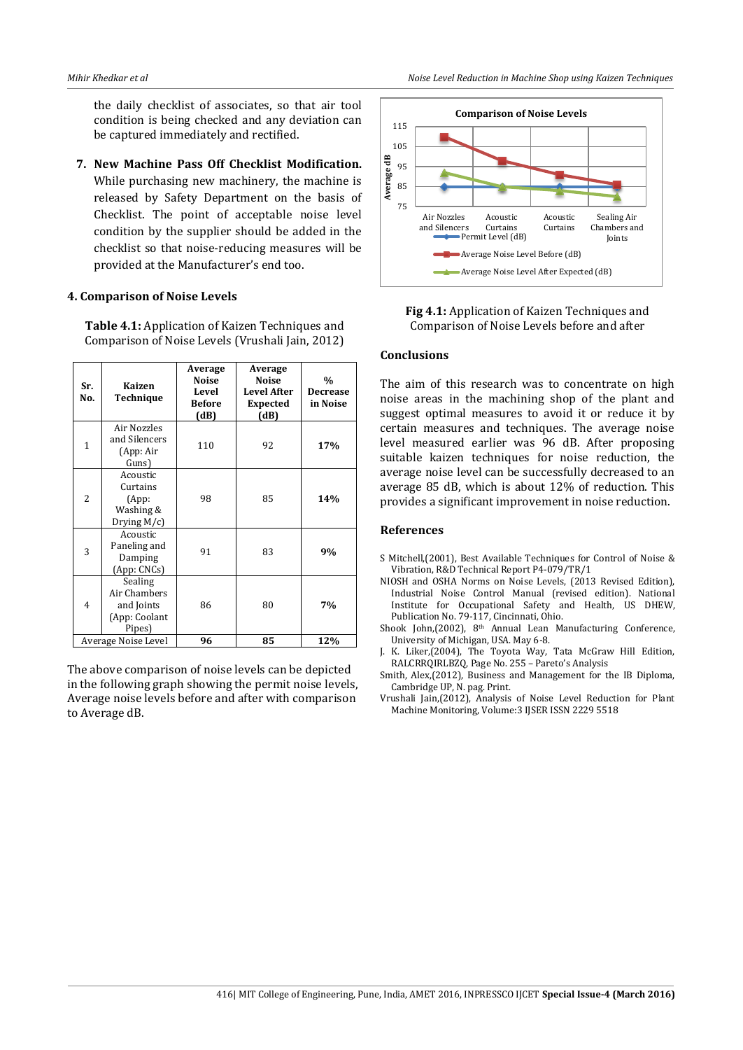the daily checklist of associates, so that air tool condition is being checked and any deviation can be captured immediately and rectified.

7. **New Machine Pass Off Checklist Modification.** While purchasing new machinery, the machine is released by Safety Department on the basis of Checklist. The point of acceptable noise level condition by the supplier should be added in the checklist so that noise-reducing measures will be provided at the Manufacturer's end too.

## 4. Comparison of Noise Levels

**Table 4.1:** Application of Kaizen Techniques and Comparison of Noise Levels (Vrushali Jain, 2012)

| Sr. No. | Kaizen Technique | Average Noise Level Before (dB) | Average Noise Level After Expected (dB) | % Decrease in Noise |
|---|---|---|---|---|
| 1 | Air Nozzles and Silencers (App: Air Guns) | 110 | 92 | **17%** |
| 2 | Acoustic Curtains (App: Washing & Drying M/c) | 98 | 85 | **14%** |
| 3 | Acoustic Paneling and Damping (App: CNCs) | 91 | 83 | **9%** |
| 4 | Sealing Air Chambers and Joints (App: Coolant Pipes) | 86 | 80 | **7%** |
| Average Noise Level | | **96** | **85** | **12%** |

The above comparison of noise levels can be depicted in the following graph showing the permit noise levels, Average noise levels before and after with comparison to Average dB.

Comparison of Noise Levels

Average dB

115
105
95
85
75

Air Nozzles and Silencers
Acoustic Curtains
Acoustic Curtains
Sealing Air Chambers and Joints

Permit Level (dB)
Average Noise Level Before (dB)
Average Noise Level After Expected (dB)

**Fig 4.1:** Application of Kaizen Techniques and Comparison of Noise Levels before and after

## Conclusions

The aim of this research was to concentrate on high noise areas in the machining shop of the plant and suggest optimal measures to avoid it or reduce it by certain measures and techniques. The average noise level measured earlier was 96 dB. After proposing suitable kaizen techniques for noise reduction, the average noise level can be successfully decreased to an average 85 dB, which is about 12% of reduction. This provides a significant improvement in noise reduction.

## References

S Mitchell,(2001), Best Available Techniques for Control of Noise & Vibration, R&D Technical Report P4-079/TR/1

NIOSH and OSHA Norms on Noise Levels, (2013 Revised Edition), Industrial Noise Control Manual (revised edition). National Institute for Occupational Safety and Health, US DHEW, Publication No. 79-117, Cincinnati, Ohio.

Shook John,(2002), 8th Annual Lean Manufacturing Conference, University of Michigan, USA. May 6-8.

J. K. Liker,(2004), The Toyota Way, Tata McGraw Hill Edition, RALCRRQIRLBZQ, Page No. 255 – Pareto's Analysis

Smith, Alex,(2012), Business and Management for the IB Diploma, Cambridge UP, N. pag. Print.

Vrushali Jain,(2012), Analysis of Noise Level Reduction for Plant Machine Monitoring, Volume:3 IJSER ISSN 2229 5518